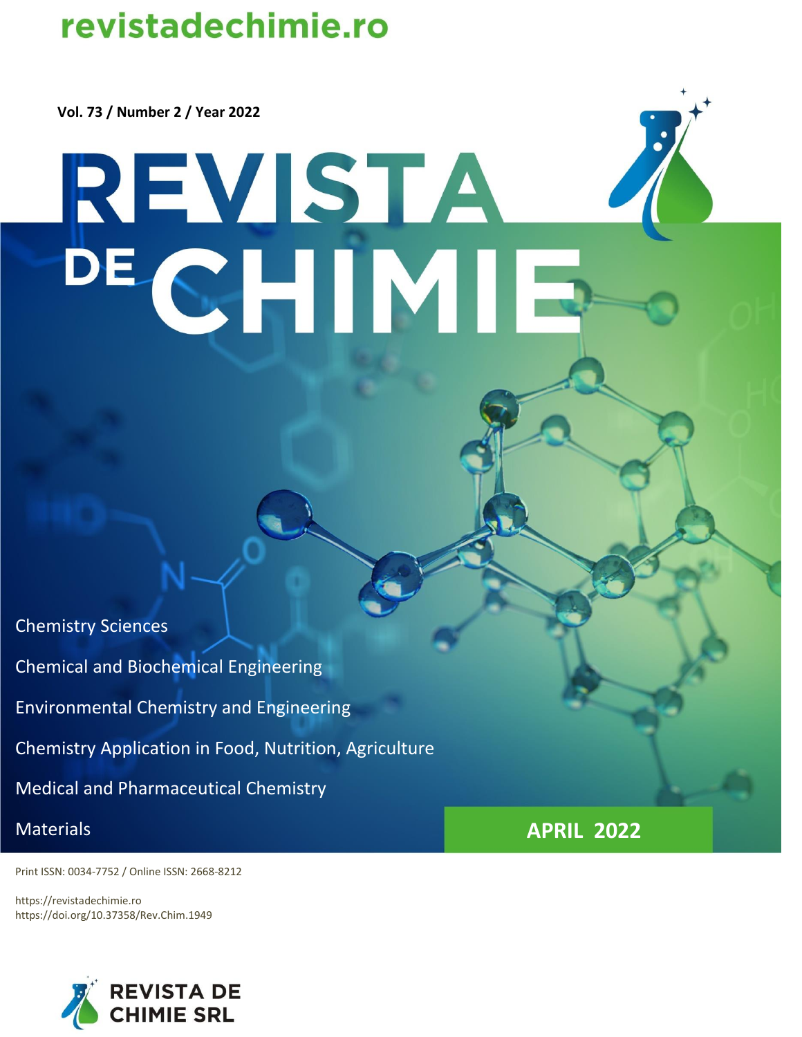revistadechimie.ro

Vol. 73 / Number 2 / Year 2022

# REVISTA DE CHIMIE

Chemistry Sciences

Chemical and Biochemical Engineering

Environmental Chemistry and Engineering

Chemistry Application in Food, Nutrition, Agriculture

Medical and Pharmaceutical Chemistry

Materials

APRIL 2022

Print ISSN: 0034-7752 / Online ISSN: 2668-8212

https://revistadechimie.ro
https://doi.org/10.37358/Rev.Chim.1949

REVISTA DE CHIMIE SRL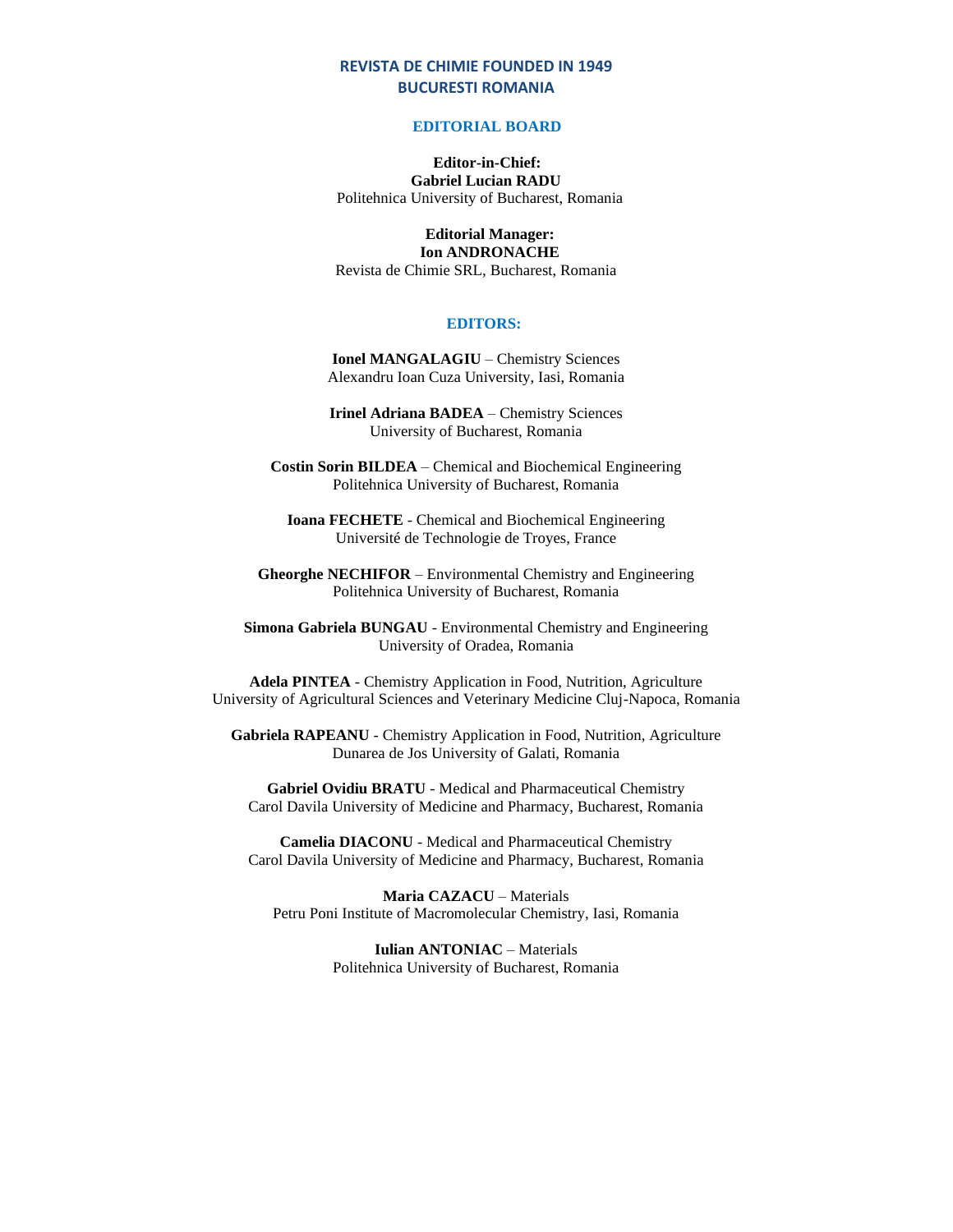**REVISTA DE CHIMIE FOUNDED IN 1949**
**BUCURESTI ROMANIA**

## EDITORIAL BOARD

**Editor-in-Chief:**
**Gabriel Lucian RADU**
Politehnica University of Bucharest, Romania

**Editorial Manager:**
**Ion ANDRONACHE**
Revista de Chimie SRL, Bucharest, Romania

## EDITORS:

**Ionel MANGALAGIU** – Chemistry Sciences
Alexandru Ioan Cuza University, Iasi, Romania

**Irinel Adriana BADEA** – Chemistry Sciences
University of Bucharest, Romania

**Costin Sorin BILDEA** – Chemical and Biochemical Engineering
Politehnica University of Bucharest, Romania

**Ioana FECHETE** - Chemical and Biochemical Engineering
Université de Technologie de Troyes, France

**Gheorghe NECHIFOR** – Environmental Chemistry and Engineering
Politehnica University of Bucharest, Romania

**Simona Gabriela BUNGAU** - Environmental Chemistry and Engineering
University of Oradea, Romania

**Adela PINTEA** - Chemistry Application in Food, Nutrition, Agriculture
University of Agricultural Sciences and Veterinary Medicine Cluj-Napoca, Romania

**Gabriela RAPEANU** - Chemistry Application in Food, Nutrition, Agriculture
Dunarea de Jos University of Galati, Romania

**Gabriel Ovidiu BRATU** - Medical and Pharmaceutical Chemistry
Carol Davila University of Medicine and Pharmacy, Bucharest, Romania

**Camelia DIACONU** - Medical and Pharmaceutical Chemistry
Carol Davila University of Medicine and Pharmacy, Bucharest, Romania

**Maria CAZACU** – Materials
Petru Poni Institute of Macromolecular Chemistry, Iasi, Romania

**Iulian ANTONIAC** – Materials
Politehnica University of Bucharest, Romania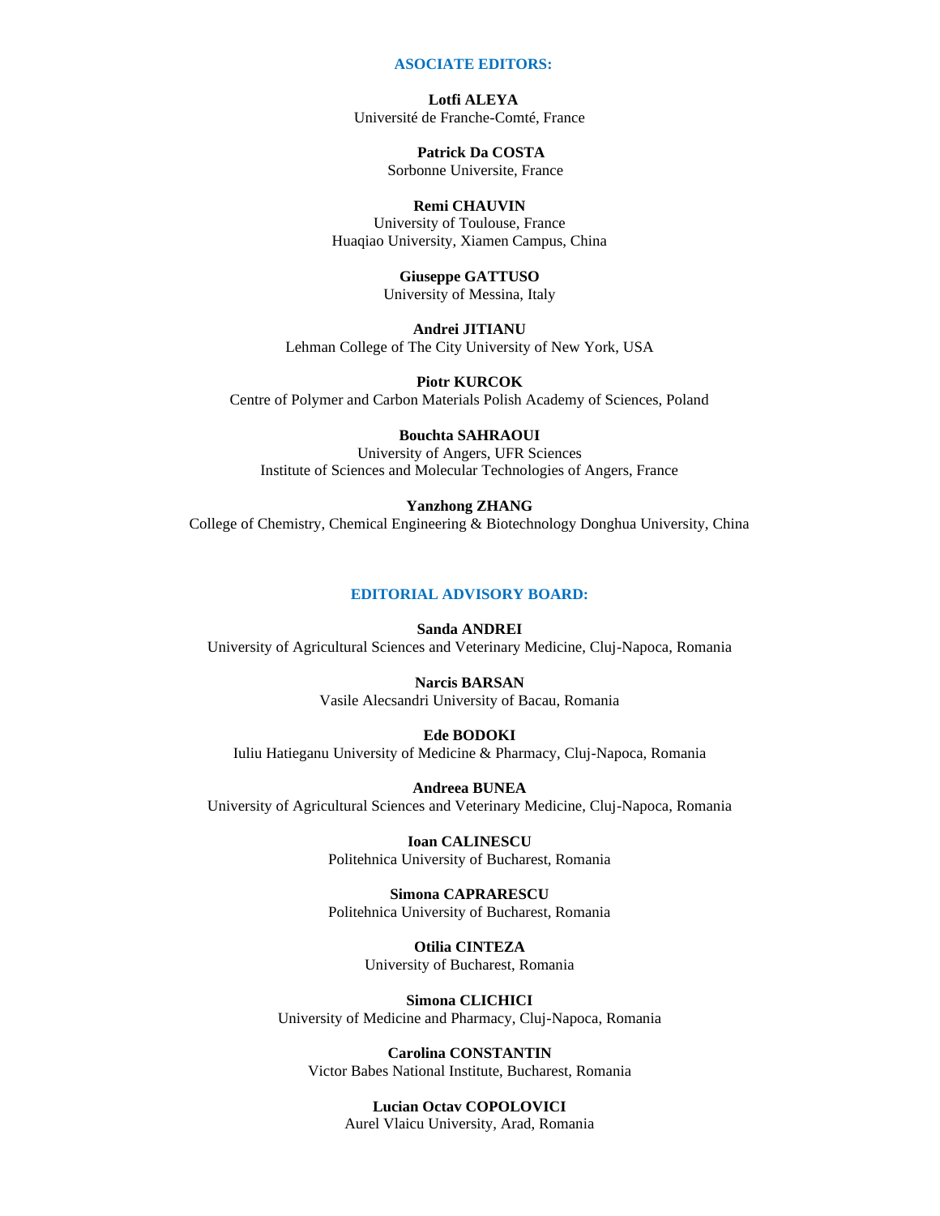## ASOCIATE EDITORS:

**Lotfi ALEYA**
Université de Franche-Comté, France

**Patrick Da COSTA**
Sorbonne Universite, France

**Remi CHAUVIN**
University of Toulouse, France
Huaqiao University, Xiamen Campus, China

**Giuseppe GATTUSO**
University of Messina, Italy

**Andrei JITIANU**
Lehman College of The City University of New York, USA

**Piotr KURCOK**
Centre of Polymer and Carbon Materials Polish Academy of Sciences, Poland

**Bouchta SAHRAOUI**
University of Angers, UFR Sciences
Institute of Sciences and Molecular Technologies of Angers, France

**Yanzhong ZHANG**
College of Chemistry, Chemical Engineering & Biotechnology Donghua University, China

## EDITORIAL ADVISORY BOARD:

**Sanda ANDREI**
University of Agricultural Sciences and Veterinary Medicine, Cluj-Napoca, Romania

**Narcis BARSAN**
Vasile Alecsandri University of Bacau, Romania

**Ede BODOKI**
Iuliu Hatieganu University of Medicine & Pharmacy, Cluj-Napoca, Romania

**Andreea BUNEA**
University of Agricultural Sciences and Veterinary Medicine, Cluj-Napoca, Romania

**Ioan CALINESCU**
Politehnica University of Bucharest, Romania

**Simona CAPRARESCU**
Politehnica University of Bucharest, Romania

**Otilia CINTEZA**
University of Bucharest, Romania

**Simona CLICHICI**
University of Medicine and Pharmacy, Cluj-Napoca, Romania

**Carolina CONSTANTIN**
Victor Babes National Institute, Bucharest, Romania

**Lucian Octav COPOLOVICI**
Aurel Vlaicu University, Arad, Romania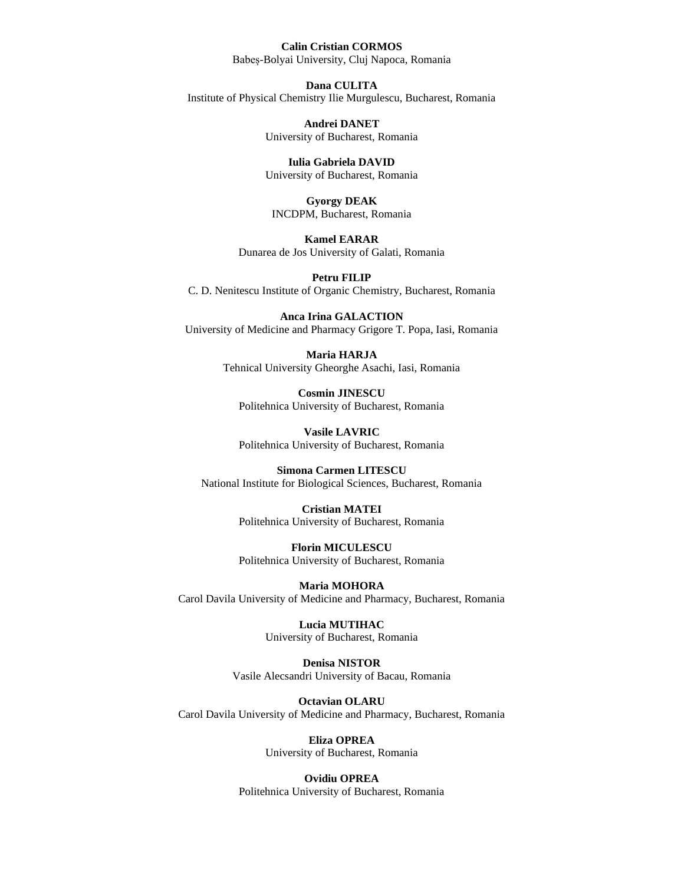**Calin Cristian CORMOS**
Babeș-Bolyai University, Cluj Napoca, Romania

**Dana CULITA**
Institute of Physical Chemistry Ilie Murgulescu, Bucharest, Romania

**Andrei DANET**
University of Bucharest, Romania

**Iulia Gabriela DAVID**
University of Bucharest, Romania

**Gyorgy DEAK**
INCDPM, Bucharest, Romania

**Kamel EARAR**
Dunarea de Jos University of Galati, Romania

**Petru FILIP**
C. D. Nenitescu Institute of Organic Chemistry, Bucharest, Romania

**Anca Irina GALACTION**
University of Medicine and Pharmacy Grigore T. Popa, Iasi, Romania

**Maria HARJA**
Tehnical University Gheorghe Asachi, Iasi, Romania

**Cosmin JINESCU**
Politehnica University of Bucharest, Romania

**Vasile LAVRIC**
Politehnica University of Bucharest, Romania

**Simona Carmen LITESCU**
National Institute for Biological Sciences, Bucharest, Romania

**Cristian MATEI**
Politehnica University of Bucharest, Romania

**Florin MICULESCU**
Politehnica University of Bucharest, Romania

**Maria MOHORA**
Carol Davila University of Medicine and Pharmacy, Bucharest, Romania

**Lucia MUTIHAC**
University of Bucharest, Romania

**Denisa NISTOR**
Vasile Alecsandri University of Bacau, Romania

**Octavian OLARU**
Carol Davila University of Medicine and Pharmacy, Bucharest, Romania

**Eliza OPREA**
University of Bucharest, Romania

**Ovidiu OPREA**
Politehnica University of Bucharest, Romania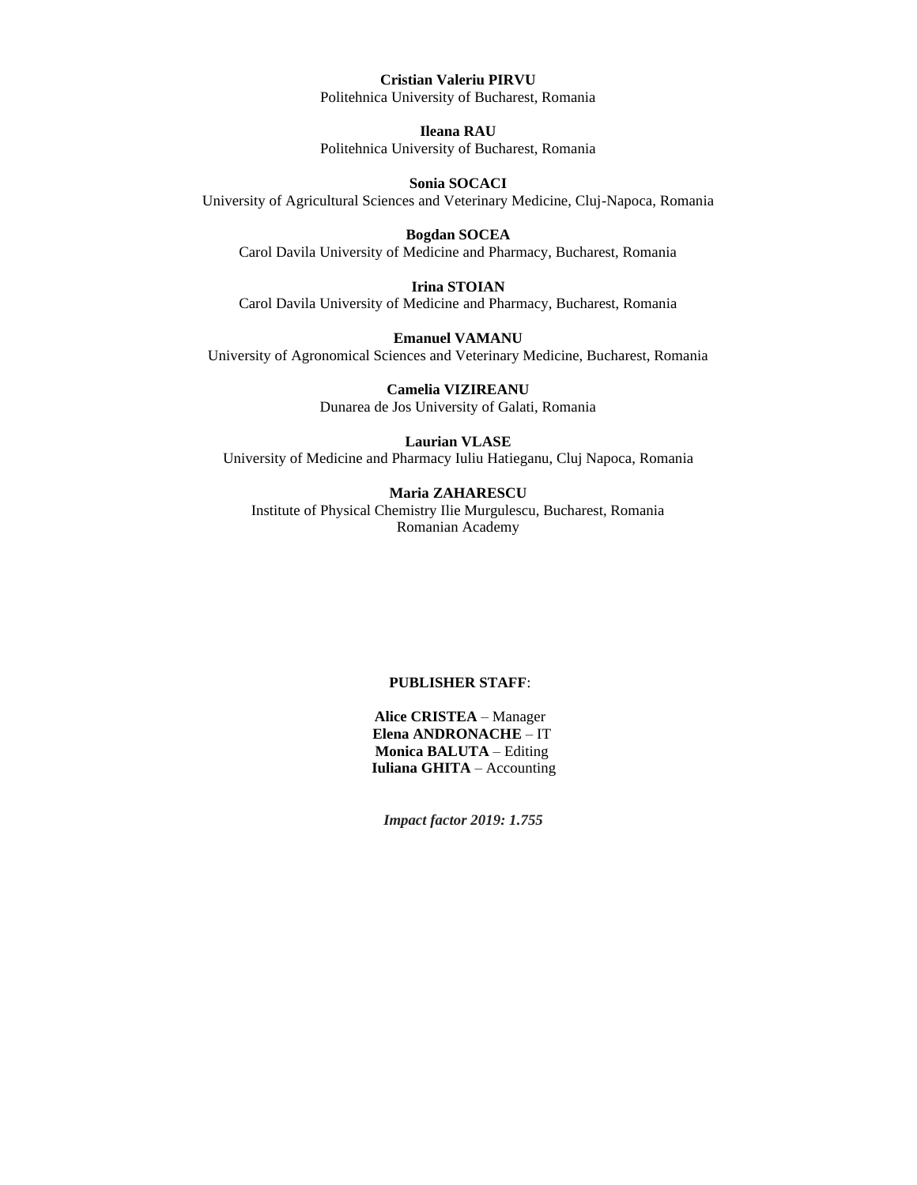**Cristian Valeriu PIRVU**
Politehnica University of Bucharest, Romania

**Ileana RAU**
Politehnica University of Bucharest, Romania

**Sonia SOCACI**
University of Agricultural Sciences and Veterinary Medicine, Cluj-Napoca, Romania

**Bogdan SOCEA**
Carol Davila University of Medicine and Pharmacy, Bucharest, Romania

**Irina STOIAN**
Carol Davila University of Medicine and Pharmacy, Bucharest, Romania

**Emanuel VAMANU**
University of Agronomical Sciences and Veterinary Medicine, Bucharest, Romania

**Camelia VIZIREANU**
Dunarea de Jos University of Galati, Romania

**Laurian VLASE**
University of Medicine and Pharmacy Iuliu Hatieganu, Cluj Napoca, Romania

**Maria ZAHARESCU**
Institute of Physical Chemistry Ilie Murgulescu, Bucharest, Romania
Romanian Academy

**PUBLISHER STAFF**:

**Alice CRISTEA** – Manager
**Elena ANDRONACHE** – IT
**Monica BALUTA** – Editing
**Iuliana GHITA** – Accounting

***Impact factor 2019: 1.755***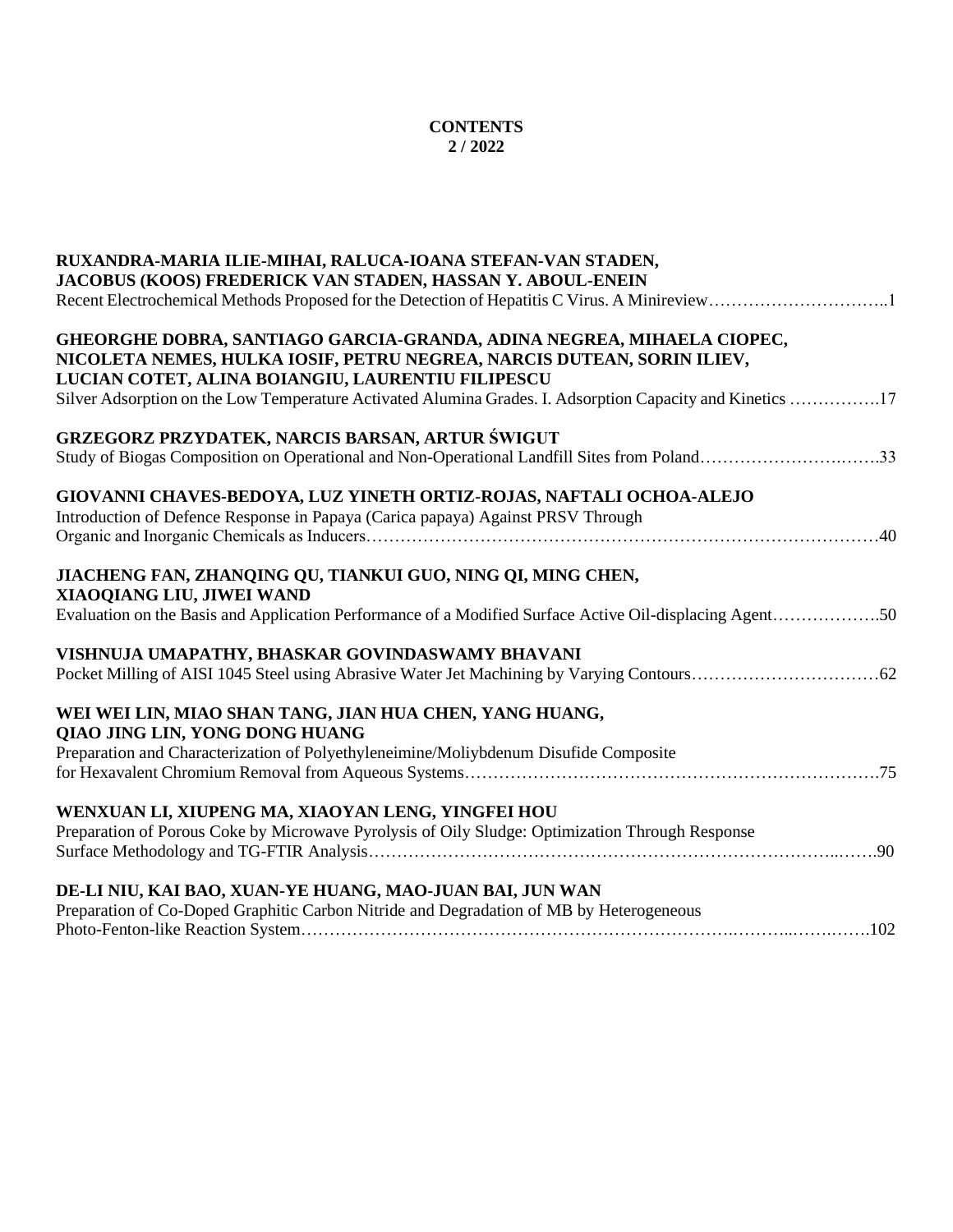**CONTENTS**
**2 / 2022**

**RUXANDRA-MARIA ILIE-MIHAI, RALUCA-IOANA STEFAN-VAN STADEN, JACOBUS (KOOS) FREDERICK VAN STADEN, HASSAN Y. ABOUL-ENEIN**
Recent Electrochemical Methods Proposed for the Detection of Hepatitis C Virus. A Minireview…………………………..1

**GHEORGHE DOBRA, SANTIAGO GARCIA-GRANDA, ADINA NEGREA, MIHAELA CIOPEC, NICOLETA NEMES, HULKA IOSIF, PETRU NEGREA, NARCIS DUTEAN, SORIN ILIEV, LUCIAN COTET, ALINA BOIANGIU, LAURENTIU FILIPESCU**
Silver Adsorption on the Low Temperature Activated Alumina Grades. I. Adsorption Capacity and Kinetics …………….17

**GRZEGORZ PRZYDATEK, NARCIS BARSAN, ARTUR ŚWIGUT**
Study of Biogas Composition on Operational and Non-Operational Landfill Sites from Poland…………………….…….33

**GIOVANNI CHAVES-BEDOYA, LUZ YINETH ORTIZ-ROJAS, NAFTALI OCHOA-ALEJO**
Introduction of Defence Response in Papaya (Carica papaya) Against PRSV Through Organic and Inorganic Chemicals as Inducers……………………………………………………………………………40

**JIACHENG FAN, ZHANQING QU, TIANKUI GUO, NING QI, MING CHEN, XIAOQIANG LIU, JIWEI WAND**
Evaluation on the Basis and Application Performance of a Modified Surface Active Oil-displacing Agent……………….50

**VISHNUJA UMAPATHY, BHASKAR GOVINDASWAMY BHAVANI**
Pocket Milling of AISI 1045 Steel using Abrasive Water Jet Machining by Varying Contours……………………………62

**WEI WEI LIN, MIAO SHAN TANG, JIAN HUA CHEN, YANG HUANG, QIAO JING LIN, YONG DONG HUANG**
Preparation and Characterization of Polyethyleneimine/Moliybdenum Disufide Composite for Hexavalent Chromium Removal from Aqueous Systems……………………………………………………………….75

**WENXUAN LI, XIUPENG MA, XIAOYAN LENG, YINGFEI HOU**
Preparation of Porous Coke by Microwave Pyrolysis of Oily Sludge: Optimization Through Response Surface Methodology and TG-FTIR Analysis……………………………………………………………………..…….90

**DE-LI NIU, KAI BAO, XUAN-YE HUANG, MAO-JUAN BAI, JUN WAN**
Preparation of Co-Doped Graphitic Carbon Nitride and Degradation of MB by Heterogeneous Photo-Fenton-like Reaction System…………………………………………………………….………..…….…….102